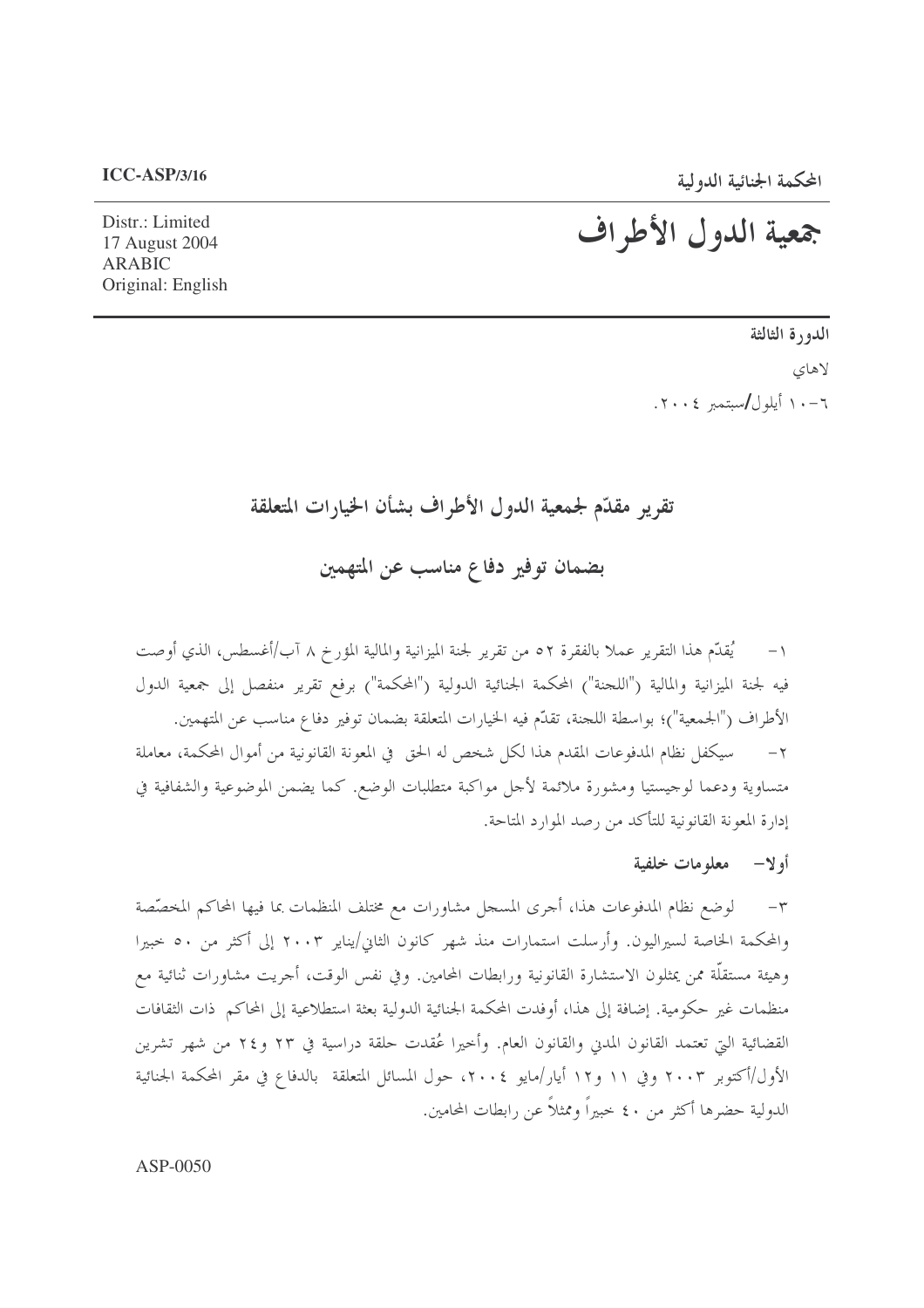المحكمة الجنائية الدولية

ICC-ASP/3/16

# جمعية الدول الأطراف

Distr.: Limited
17 August 2004
ARABIC
Original: English

الدورة الثالثة

لاهاي

٦-١٠ أيلول/سبتمبر ٢٠٠٤.

## تقرير مقدّم لجمعية الدول الأطراف بشأن الخيارات المتعلقة بضمان توفير دفاع مناسب عن المتهمين

١- يُقدّم هذا التقرير عملا بالفقرة ٥٢ من تقرير لجنة الميزانية والمالية المؤرخ ٨ آب/أغسطس، الذي أوصت فيه لجنة الميزانية والمالية ("اللجنة") المحكمة الجنائية الدولية ("المحكمة") برفع تقرير منفصل إلى جمعية الدول الأطراف ("الجمعية")؛ بواسطة اللجنة، تقدّم فيه الخيارات المتعلقة بضمان توفير دفاع مناسب عن المتهمين.

٢- سيكفل نظام المدفوعات المقدم هذا لكل شخص له الحق في المعونة القانونية من أموال المحكمة، معاملة متساوية ودعما لوجيستيا ومشورة ملائمة لأجل مواكبة متطلبات الوضع. كما يضمن الموضوعية والشفافية في إدارة المعونة القانونية للتأكد من رصد الموارد المتاحة.

### أولا- معلومات خلفية

٣- لوضع نظام المدفوعات هذا، أجرى المسجل مشاورات مع مختلف المنظمات بما فيها المحاكم المخصّصة والمحكمة الخاصة لسيراليون. وأرسلت استمارات منذ شهر كانون الثاني/يناير ٢٠٠٣ إلى أكثر من ٥٠ خبيرا وهيئة مستقلّة ممن يمثلون الاستشارة القانونية ورابطات المحامين. وفي نفس الوقت، أجريت مشاورات ثنائية مع منظمات غير حكومية. إضافة إلى هذا، أوفدت المحكمة الجنائية الدولية بعثة استطلاعية إلى المحاكم ذات الثقافات القضائية التي تعتمد القانون المدني والقانون العام. وأخيرا عُقدت حلقة دراسية في ٢٣ و٢٤ من شهر تشرين الأول/أكتوبر ٢٠٠٣ وفي ١١ و١٢ أيار/مايو ٢٠٠٤، حول المسائل المتعلقة بالدفاع في مقر المحكمة الجنائية الدولية حضرها أكثر من ٤٠ خبيراً وممثلاً عن رابطات المحامين.

ASP-0050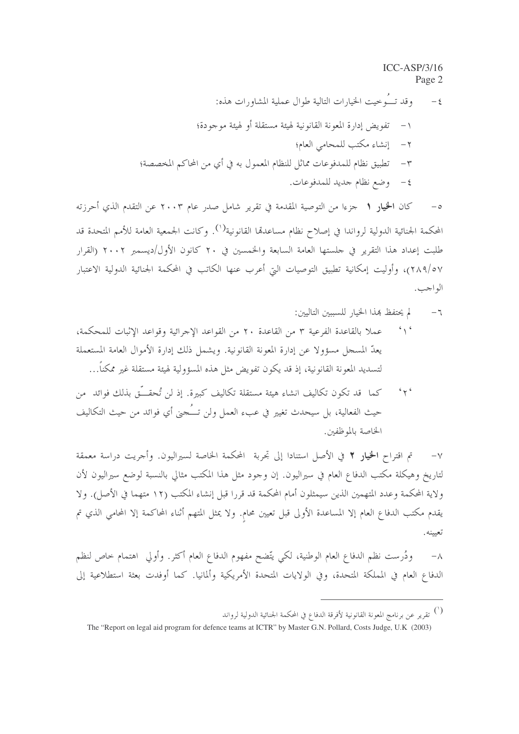٤- وقد تـُوخيت الخيارات التالية طوال عملية المشاورات هذه:

١- تفويض إدارة المعونة القانونية لهيئة مستقلة أو لهيئة موجودة؛

٢- إنشاء مكتب للمحامي العام؛

٣- تطبيق نظام للمدفوعات مماثل للنظام المعمول به في أي من المحاكم المخصصة؛

٤- وضع نظام جديد للمدفوعات.

٥- كان **الخيار ١** جزءا من التوصية المقدمة في تقرير شامل صدر عام ٢٠٠٣ عن التقدم الذي أحرزته المحكمة الجنائية الدولية لرواندا في إصلاح نظام مساعدتها القانونية[1]. وكانت الجمعية العامة للأمم المتحدة قد طلبت إعداد هذا التقرير في جلستها العامة السابعة والخمسين في ٢٠ كانون الأول/ديسمبر ٢٠٠٢ (القرار ٢٨٩/٥٧)، وأوليت إمكانية تطبيق التوصيات التي أعرب عنها الكاتب في المحكمة الجنائية الدولية الاعتبار الواجب.

٦- لم يحتفظ بهذا الخيار للسببين التاليين:

'١' عملا بالقاعدة الفرعية ٣ من القاعدة ٢٠ من القواعد الإجرائية وقواعد الإثبات للمحكمة، يعدّ المسجل مسؤولا عن إدارة المعونة القانونية. ويشمل ذلك إدارة الأموال العامة المستعملة لتسديد المعونة القانونية، إذ قد يكون تفويض مثل هذه المسؤولية لهيئة مستقلة غير ممكناً...

'٢' كما قد تكون تكاليف انشاء هيئة مستقلة تكاليف كبيرة. إذ لن تُحقـّق بذلك فوائد من حيث الفعالية، بل سيحدث تغيير في عبء العمل ولن تـُجنى أي فوائد من حيث التكاليف الخاصة بالموظفين.

٧- تم اقتراح **الخيار ٢** في الأصل استنادا إلى تجربة المحكمة الخاصة لسيراليون. وأجريت دراسة معمقة لتاريخ وهيكلة مكتب الدفاع العام في سيراليون. إن وجود مثل هذا المكتب مثالي بالنسبة لوضع سيراليون لأن ولاية المحكمة وعدد المتهمين الذين سيمثلون أمام المحكمة قد قررا قبل إنشاء المكتب (١٢ متهما في الأصل). ولا يقدم مكتب الدفاع العام إلا المساعدة الأولى قبل تعيين محامٍ. ولا يمثل المتهم أثناء المحاكمة إلا المحامي الذي تم تعيينه.

٨- ودُرست نظم الدفاع العام الوطنية، لكي يتّضح مفهوم الدفاع العام أكثر. وأولي اهتمام خاص لنظم الدفاع العام في المملكة المتحدة، وفي الولايات المتحدة الأمريكية وألمانيا. كما أوفدت بعثة استطلاعية إلى

---

[1] تقرير عن برنامج المعونة القانونية لأفرقة الدفاع في المحكمة الجنائية الدولية لرواند

The "Report on legal aid program for defence teams at ICTR" by Master G.N. Pollard, Costs Judge, U.K (2003)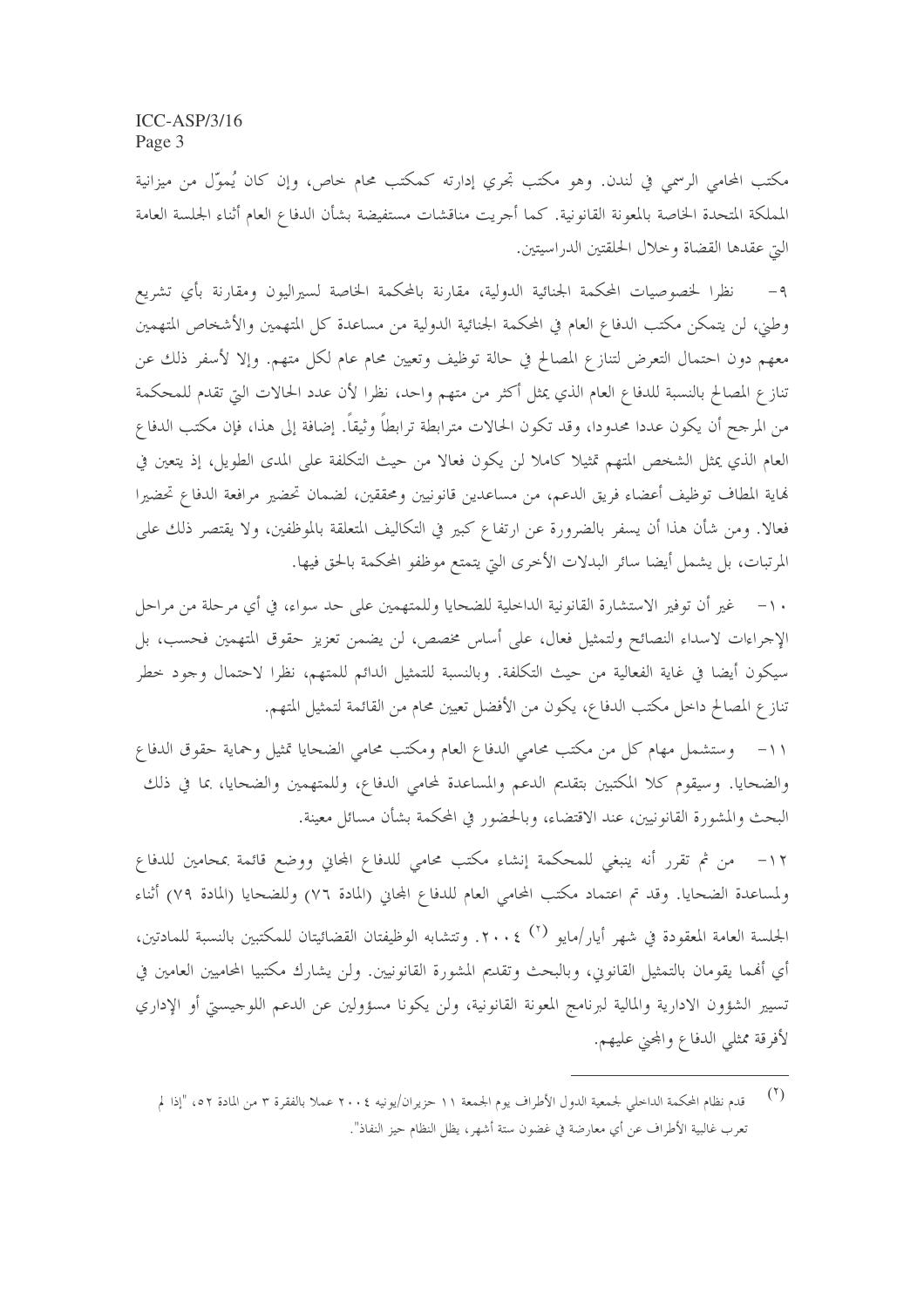مكتب المحامي الرسمي في لندن. وهو مكتب تجري إدارته كمكتب محام خاص، وإن كان يُموّل من ميزانية المملكة المتحدة الخاصة بالمعونة القانونية. كما أجريت مناقشات مستفيضة بشأن الدفاع العام أثناء الجلسة العامة التي عقدها القضاة وخلال الحلقتين الدراسيتين.

٩- نظرا لخصوصيات المحكمة الجنائية الدولية، مقارنة بالمحكمة الخاصة لسيراليون ومقارنة بأي تشريع وطني، لن يتمكن مكتب الدفاع العام في المحكمة الجنائية الدولية من مساعدة كل المتهمين والأشخاص المتهمين معهم دون احتمال التعرض لتنازع المصالح في حالة توظيف وتعيين محام عام لكل متهم. وإلا لأسفر ذلك عن تنازع المصالح بالنسبة للدفاع العام الذي يمثل أكثر من متهم واحد، نظرا لأن عدد الحالات التي تقدم للمحكمة من المرجح أن يكون عددا محدودا، وقد تكون الحالات مترابطة ترابطاً وثيقاً. إضافة إلى هذا، فإن مكتب الدفاع العام الذي يمثل الشخص المتهم تمثيلا كاملا لن يكون فعالا من حيث التكلفة على المدى الطويل، إذ يتعين في نهاية المطاف توظيف أعضاء فريق الدعم، من مساعدين قانونيين ومحققين، لضمان تحضير مرافعة الدفاع تحضيرا فعالا. ومن شأن هذا أن يسفر بالضرورة عن ارتفاع كبير في التكاليف المتعلقة بالموظفين، ولا يقتصر ذلك على المرتبات، بل يشمل أيضا سائر البدلات الأخرى التي يتمتع موظفو المحكمة بالحق فيها.

١٠- غير أن توفير الاستشارة القانونية الداخلية للضحايا وللمتهمين على حد سواء، في أي مرحلة من مراحل الإجراءات لاسداء النصائح ولتمثيل فعال، على أساس مخصص، لن يضمن تعزيز حقوق المتهمين فحسب، بل سيكون أيضا في غاية الفعالية من حيث التكلفة. وبالنسبة للتمثيل الدائم للمتهم، نظرا لاحتمال وجود خطر تنازع المصالح داخل مكتب الدفاع، يكون من الأفضل تعيين محام من القائمة لتمثيل المتهم.

١١- وستشمل مهام كل من مكتب محامي الدفاع العام ومكتب محامي الضحايا تمثيل وحماية حقوق الدفاع والضحايا. وسيقوم كلا المكتبين بتقديم الدعم والمساعدة لمحامي الدفاع، وللمتهمين والضحايا، بما في ذلك البحث والمشورة القانونيين، عند الاقتضاء، وبالحضور في المحكمة بشأن مسائل معينة.

١٢- من ثم تقرر أنه ينبغي للمحكمة إنشاء مكتب محامي للدفاع المجاني ووضع قائمة بمحامين للدفاع ولمساعدة الضحايا. وقد تم اعتماد مكتب المحامي العام للدفاع المجاني (المادة ٧٦) وللضحايا (المادة ٧٩) أثناء الجلسة العامة المعقودة في شهر أيار/مايو [٢] ٢٠٠٤. وتتشابه الوظيفتان القضائيتان للمكتبين بالنسبة للمادتين، أي أنهما يقومان بالتمثيل القانوني، وبالبحث وتقديم المشورة القانونيين. ولن يشارك مكتبيا المحامين العامين في تسيير الشؤون الادارية والمالية لبرنامج المعونة القانونية، ولن يكونا مسؤولين عن الدعم اللوجيستي أو الإداري لأفرقة ممثلي الدفاع والمجني عليهم.

---

(٢) قدم نظام المحكمة الداخلي لجمعية الدول الأطراف يوم الجمعة ١١ حزيران/يونيه ٢٠٠٤ عملا بالفقرة ٣ من المادة ٥٢، "إذا لم تعرب غالبية الأطراف عن أي معارضة في غضون ستة أشهر، يظل النظام حيز النفاذ".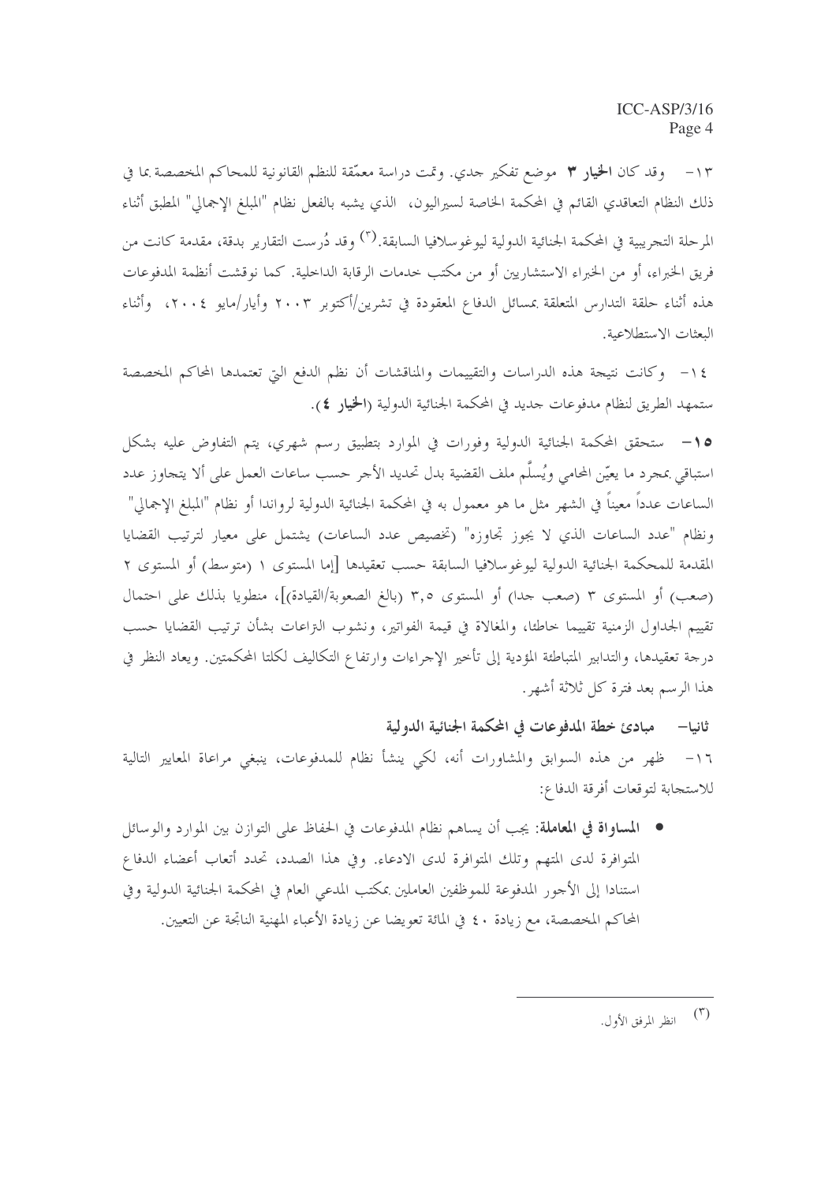١٣- وقد كان **الخيار ٣** موضع تفكير جدي. وتمت دراسة معمّقة للنظم القانونية للمحاكم المخصصة بما في ذلك النظام التعاقدي القائم في المحكمة الخاصة لسيراليون، الذي يشبه بالفعل نظام "المبلغ الإجمالي" المطبق أثناء المرحلة التجريبية في المحكمة الجنائية الدولية ليوغوسلافيا السابقة.[٣] وقد دُرست التقارير بدقة، مقدمة كانت من فريق الخبراء، أو من الخبراء الاستشاريين أو من مكتب خدمات الرقابة الداخلية. كما نوقشت أنظمة المدفوعات هذه أثناء حلقة التدارس المتعلقة بمسائل الدفاع المعقودة في تشرين/أكتوبر ٢٠٠٣ وأيار/مايو ٢٠٠٤، وأثناء البعثات الاستطلاعية.

١٤- وكانت نتيجة هذه الدراسات والتقييمات والمناقشات أن نظم الدفع التي تعتمدها المحاكم المخصصة ستمهد الطريق لنظام مدفوعات جديد في المحكمة الجنائية الدولية (**الخيار ٤**).

**١٥-** ستحقق المحكمة الجنائية الدولية وفورات في الموارد بتطبيق رسم شهري، يتم التفاوض عليه بشكل استباقي بمجرد ما يعيّن المحامي ويُسلَّم ملف القضية بدل تحديد الأجر حسب ساعات العمل على ألا يتجاوز عدد الساعات عدداً معيناً في الشهر مثل ما هو معمول به في المحكمة الجنائية الدولية لرواندا أو نظام "المبلغ الإجمالي" ونظام "عدد الساعات الذي لا يجوز تجاوزه" (تخصيص عدد الساعات) يشتمل على معيار لترتيب القضايا المقدمة للمحكمة الجنائية الدولية ليوغوسلافيا السابقة حسب تعقيدها [إما المستوى ١ (متوسط) أو المستوى ٢ (صعب) أو المستوى ٣ (صعب جدا) أو المستوى ٣,٥ (بالغ الصعوبة/القيادة)]، منطويا بذلك على احتمال تقييم الجداول الزمنية تقييما خاطئا، والمغالاة في قيمة الفواتير، ونشوب النزاعات بشأن ترتيب القضايا حسب درجة تعقيدها، والتدابير المتباطئة المؤدية إلى تأخير الإجراءات وارتفاع التكاليف لكلتا المحكمتين. ويعاد النظر في هذا الرسم بعد فترة كل ثلاثة أشهر.

## ثانيا- مبادئ خطة المدفوعات في المحكمة الجنائية الدولية

١٦- ظهر من هذه السوابق والمشاورات أنه، لكي ينشأ نظام للمدفوعات، ينبغي مراعاة المعايير التالية للاستجابة لتوقعات أفرقة الدفاع:

- **المساواة في المعاملة**: يجب أن يساهم نظام المدفوعات في الحفاظ على التوازن بين الموارد والوسائل المتوفرة لدى المتهم وتلك المتوفرة لدى الادعاء. وفي هذا الصدد، تحدد أتعاب أعضاء الدفاع استنادا إلى الأجور المدفوعة للموظفين العاملين بمكتب المدعي العام في المحكمة الجنائية الدولية وفي المحاكم المخصصة، مع زيادة ٤٠ في المائة تعويضا عن زيادة الأعباء المهنية الناتجة عن التعيين.

---

[٣] انظر المرفق الأول.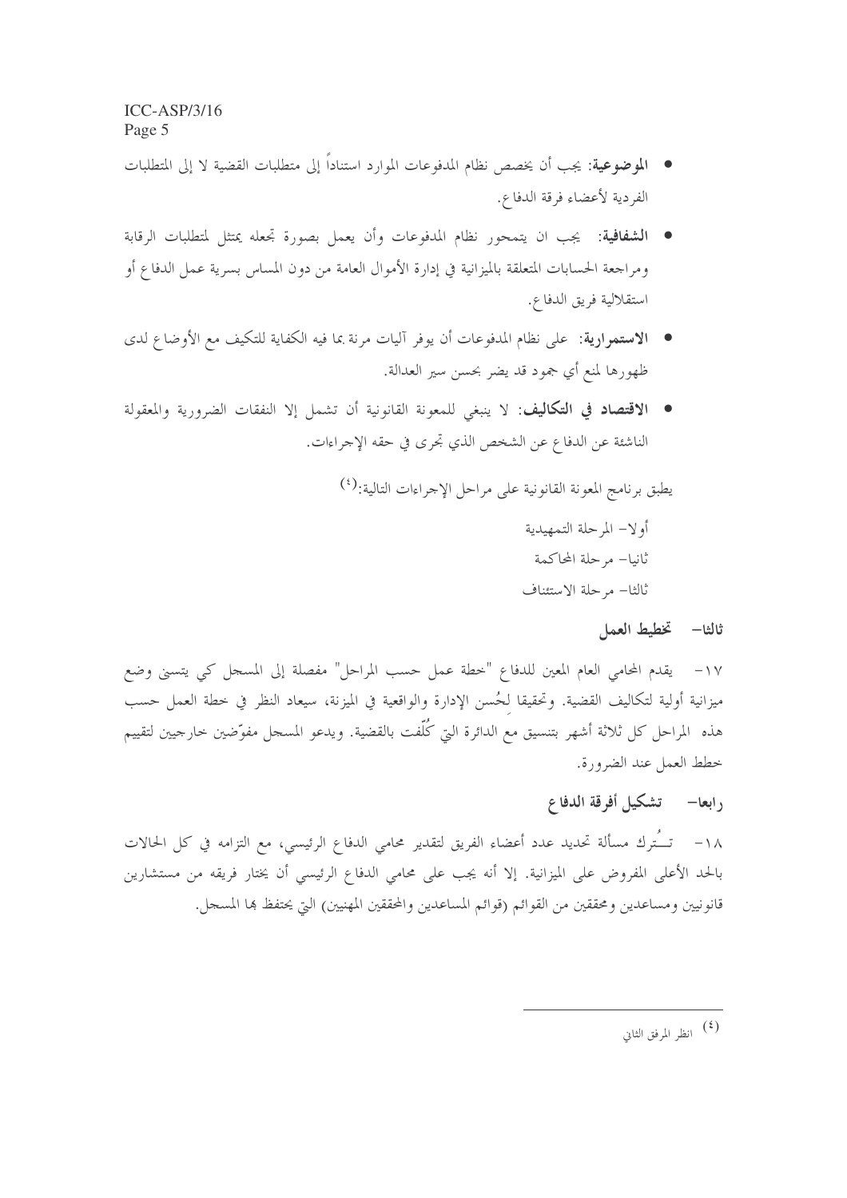- **الموضوعية**: يجب أن يخصص نظام المدفوعات الموارد استناداً إلى متطلبات القضية لا إلى المتطلبات الفردية لأعضاء فرقة الدفاع.
- **الشفافية**: يجب ان يتمحور نظام المدفوعات وأن يعمل بصورة تجعله يمتثل لمتطلبات الرقابة ومراجعة الحسابات المتعلقة بالميزانية في إدارة الأموال العامة من دون المساس بسرية عمل الدفاع أو استقلالية فريق الدفاع.
- **الاستمرارية**: على نظام المدفوعات أن يوفر آليات مرنة بما فيه الكفاية للتكيف مع الأوضاع لدى ظهورها لمنع أي جمود قد يضر بحسن سير العدالة.
- **الاقتصاد في التكاليف**: لا ينبغي للمعونة القانونية أن تشمل إلا النفقات الضرورية والمعقولة الناشئة عن الدفاع عن الشخص الذي تجرى في حقه الإجراءات.

يطبق برنامج المعونة القانونية على مراحل الإجراءات التالية:[٤]

أولا– المرحلة التمهيدية
ثانيا– مرحلة المحاكمة
ثالثا– مرحلة الاستئناف

## ثالثا– تخطيط العمل

١٧– يقدم المحامي العام المعين للدفاع "خطة عمل حسب المراحل" مفصلة إلى المسجل كي يتسنى وضع ميزانية أولية لتكاليف القضية. وتحقيقا لحُسن الإدارة والواقعية في الميزنة، سيعاد النظر في خطة العمل حسب هذه المراحل كل ثلاثة أشهر بتنسيق مع الدائرة التي كُلِّفت بالقضية. ويدعو المسجل مفوّضين خارجيين لتقييم خطط العمل عند الضرورة.

## رابعا– تشكيل أفرقة الدفاع

١٨– تـُترك مسألة تحديد عدد أعضاء الفريق لتقدير محامي الدفاع الرئيسي، مع التزامه في كل الحالات بالحد الأعلى المفروض على الميزانية. إلا أنه يجب على محامي الدفاع الرئيسي أن يختار فريقه من مستشارين قانونيين ومساعدين ومحققين من القوائم (قوائم المساعدين والمحققين المهنيين) التي يحتفظ بها المسجل.

---

[٤] انظر المرفق الثاني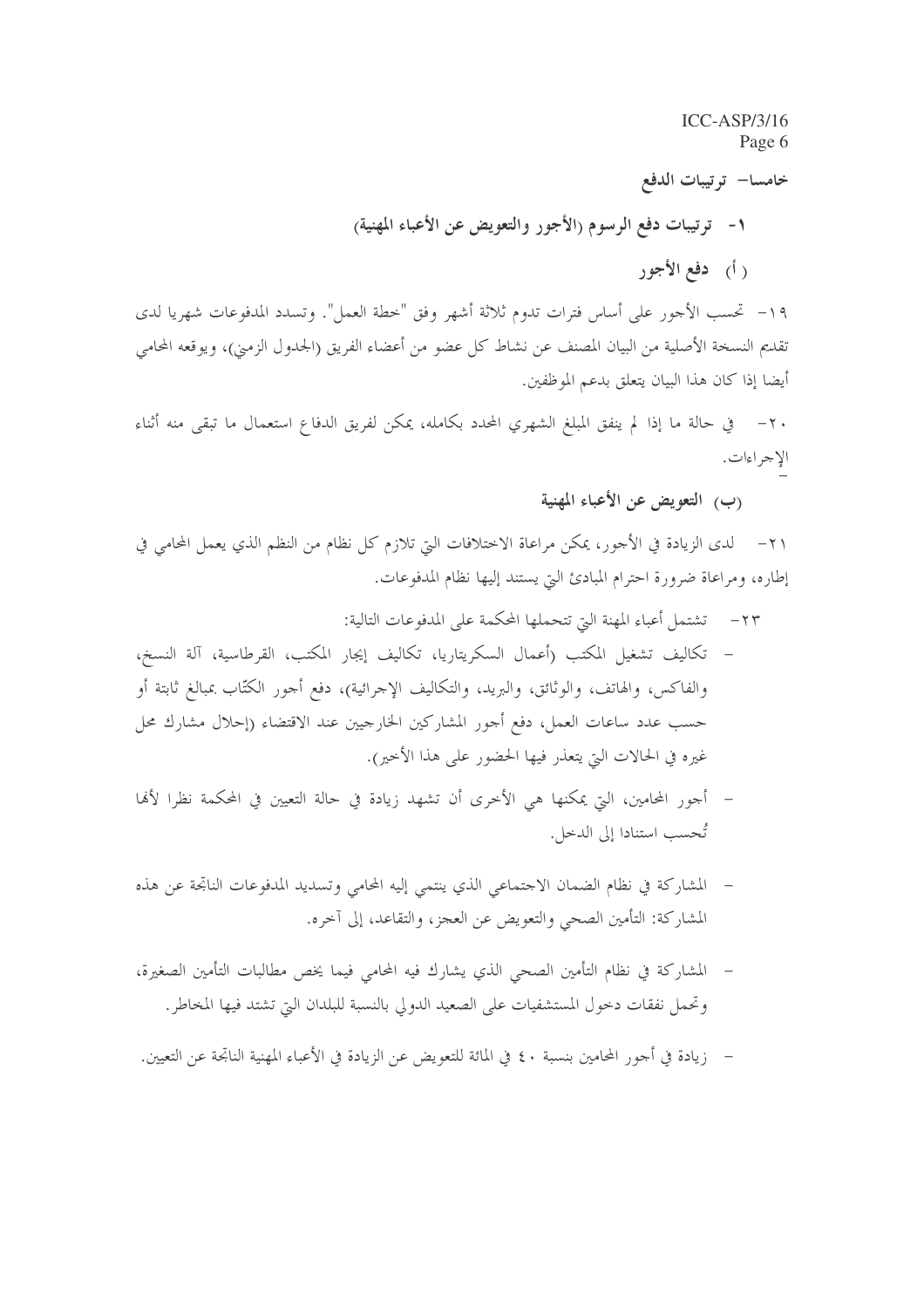## خامسا- ترتيبات الدفع

### ١- ترتيبات دفع الرسوم (الأجور والتعويض عن الأعباء المهنية)

#### (أ) دفع الأجور

١٩- تحسب الأجور على أساس فترات تدوم ثلاثة أشهر وفق "خطة العمل". وتسدد المدفوعات شهريا لدى تقديم النسخة الأصلية من البيان المصنف عن نشاط كل عضو من أعضاء الفريق (الجدول الزمني)، ويوقعه المحامي أيضا إذا كان هذا البيان يتعلق بدعم الموظفين.

٢٠- في حالة ما إذا لم ينفق المبلغ الشهري المحدد بكامله، يمكن لفريق الدفاع استعمال ما تبقى منه أثناء الإجراءات.

#### (ب) التعويض عن الأعباء المهنية

٢١- لدى الزيادة في الأجور، يمكن مراعاة الاختلافات التي تلازم كل نظام من النظم الذي يعمل المحامي في إطاره، ومراعاة ضرورة احترام المبادئ التي يستند إليها نظام المدفوعات.

٢٣- تشتمل أعباء المهنة التي تتحملها المحكمة على المدفوعات التالية:

- تكاليف تشغيل المكتب (أعمال السكريتاريا، تكاليف إيجار المكتب، القرطاسية، آلة النسخ، والفاكس، والهاتف، والوثائق، والبريد، والتكاليف الإجرائية)، دفع أجور الكتّاب بمبالغ ثابتة أو حسب عدد ساعات العمل، دفع أجور المشاركين الخارجيين عند الاقتضاء (إحلال مشارك محل غيره في الحالات التي يتعذر فيها الحضور على هذا الأخير).

- أجور المحامين، التي يمكنها هي الأخرى أن تشهد زيادة في حالة التعيين في المحكمة نظرا لأنها تُحسب استنادا إلى الدخل.

- المشاركة في نظام الضمان الاجتماعي الذي ينتمي إليه المحامي وتسديد المدفوعات الناتجة عن هذه المشاركة: التأمين الصحي والتعويض عن العجز، والتقاعد، إلى آخره.

- المشاركة في نظام التأمين الصحي الذي يشارك فيه المحامي فيما يخص مطالبات التأمين الصغيرة، وتحمل نفقات دخول المستشفيات على الصعيد الدولي بالنسبة للبلدان التي تشتد فيها المخاطر.

- زيادة في أجور المحامين بنسبة ٤٠ في المائة للتعويض عن الزيادة في الأعباء المهنية الناتجة عن التعيين.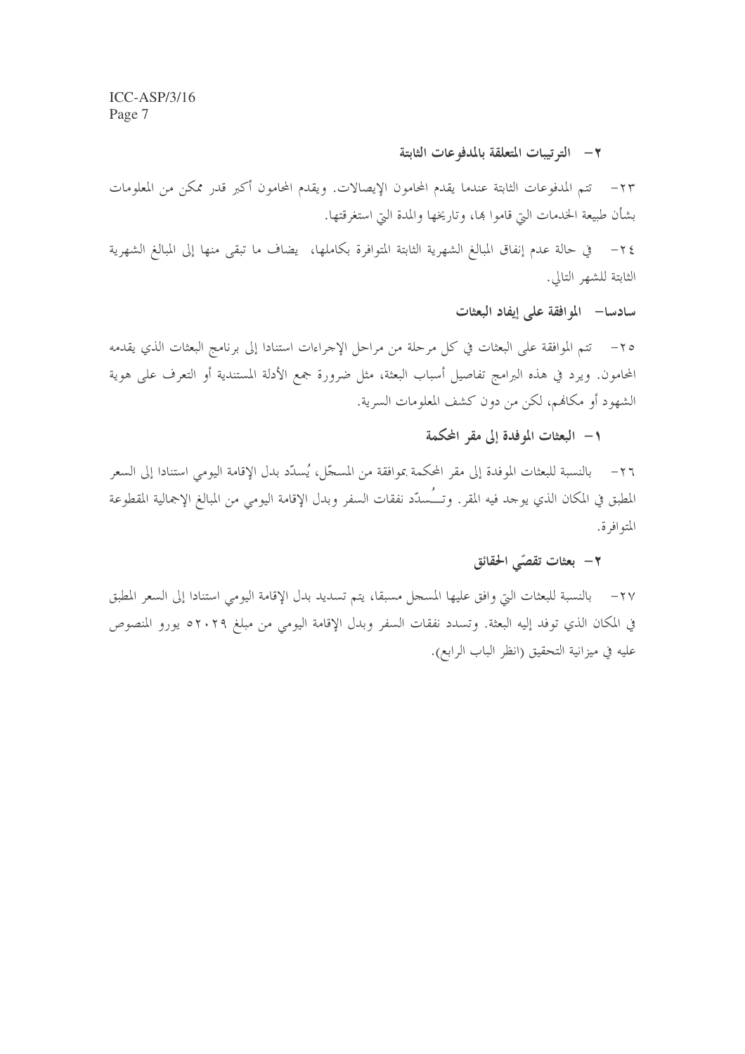### ٢- الترتيبات المتعلقة بالمدفوعات الثابتة

٢٣- تتم المدفوعات الثابتة عندما يقدم المحامون الإيصالات. ويقدم المحامون أكبر قدر ممكن من المعلومات بشأن طبيعة الخدمات التي قاموا بها، وتاريخها والمدة التي استغرقتها.

٢٤- في حالة عدم إنفاق المبالغ الشهرية الثابتة المتوافرة بكاملها، يضاف ما تبقى منها إلى المبالغ الشهرية الثابتة للشهر التالي.

## سادسا- الموافقة على إيفاد البعثات

٢٥- تتم الموافقة على البعثات في كل مرحلة من مراحل الإجراءات استنادا إلى برنامج البعثات الذي يقدمه المحامون. ويرد في هذه البرامج تفاصيل أسباب البعثة، مثل ضرورة جمع الأدلة المستندية أو التعرف على هوية الشهود أو مكانهم، لكن من دون كشف المعلومات السرية.

### ١- البعثات الموفدة إلى مقر المحكمة

٢٦- بالنسبة للبعثات الموفدة إلى مقر المحكمة بموافقة من المسجّل، يُسدّد بدل الإقامة اليومي استنادا إلى السعر المطبق في المكان الذي يوجد فيه المقر. وتُسدّد نفقات السفر وبدل الإقامة اليومي من المبالغ الإجمالية المقطوعة المتوافرة.

### ٢- بعثات تقصّي الحقائق

٢٧- بالنسبة للبعثات التي وافق عليها المسجل مسبقا، يتم تسديد بدل الإقامة اليومي استنادا إلى السعر المطبق في المكان الذي توفد إليه البعثة. وتسدد نفقات السفر وبدل الإقامة اليومي من مبلغ ٥٢٠٢٩ يورو المنصوص عليه في ميزانية التحقيق (انظر الباب الرابع).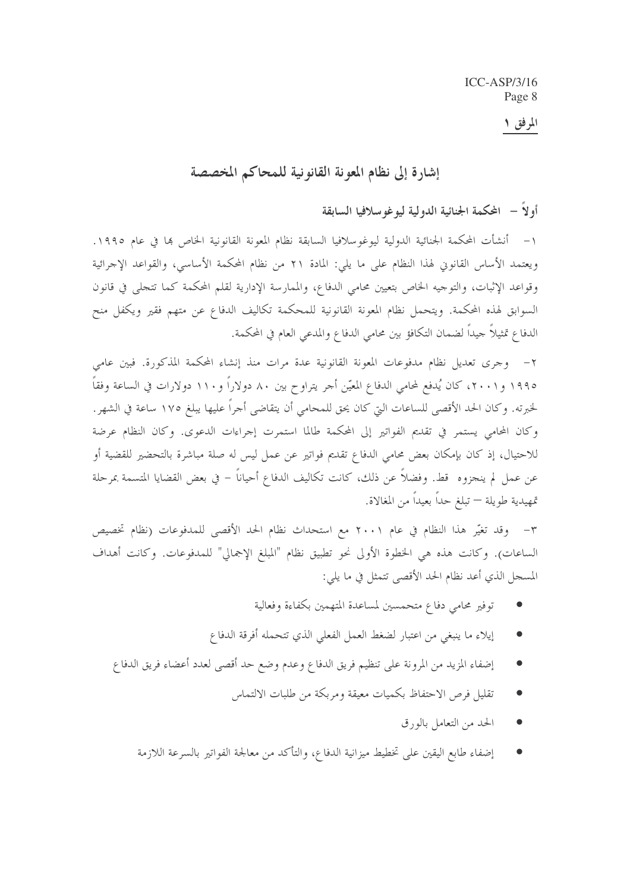المرفق ١

# إشارة إلى نظام المعونة القانونية للمحاكم المخصصة

## أولاً – المحكمة الجنائية الدولية ليوغوسلافيا السابقة

١– أنشأت المحكمة الجنائية الدولية ليوغوسلافيا السابقة نظام المعونة القانونية الخاص بها في عام ١٩٩٥. ويعتمد الأساس القانوني لهذا النظام على ما يلي: المادة ٢١ من نظام المحكمة الأساسي، والقواعد الإجرائية وقواعد الإثبات، والتوجيه الخاص بتعيين محامي الدفاع، والممارسة الإدارية لقلم المحكمة كما تتجلى في قانون السوابق لهذه المحكمة. ويتحمل نظام المعونة القانونية للمحكمة تكاليف الدفاع عن متهم فقير ويكفل منح الدفاع تمثيلاً جيداً لضمان التكافؤ بين محامي الدفاع والمدعي العام في المحكمة.

٢– وجرى تعديل نظام مدفوعات المعونة القانونية عدة مرات منذ إنشاء المحكمة المذكورة. فبين عامي ١٩٩٥ و٢٠٠١، كان يُدفع لمحامي الدفاع المعيّن أجر يتراوح بين ٨٠ دولاراً و١١٠ دولارات في الساعة وفقاً لخبرته. وكان الحد الأقصى للساعات التي كان يحق للمحامي أن يتقاضى أجراً عليها يبلغ ١٧٥ ساعة في الشهر. وكان المحامي يستمر في تقديم الفواتير إلى المحكمة طالما استمرت إجراءات الدعوى. وكان النظام عرضة للاحتيال، إذ كان بإمكان بعض محامي الدفاع تقديم فواتير عن عمل ليس له صلة مباشرة بالتحضير للقضية أو عن عمل لم ينجزوه قط. وفضلاً عن ذلك، كانت تكاليف الدفاع أحياناً – في بعض القضايا المتسمة بمرحلة تمهيدية طويلة – تبلغ حداً بعيداً من المغالاة.

٣– وقد تغيّر هذا النظام في عام ٢٠٠١ مع استحداث نظام الحد الأقصى للمدفوعات (نظام تخصيص الساعات). وكانت هذه هي الخطوة الأولى نحو تطبيق نظام "المبلغ الإجمالي" للمدفوعات. وكانت أهداف المسجل الذي أعد نظام الحد الأقصى تتمثل في ما يلي:

- توفير محامي دفاع متحمسين لمساعدة المتهمين بكفاءة وفعالية
- إيلاء ما ينبغي من اعتبار لضغط العمل الفعلي الذي تتحمله أفرقة الدفاع
- إضفاء المزيد من المرونة على تنظيم فريق الدفاع وعدم وضع حد أقصى لعدد أعضاء فريق الدفاع
- تقليل فرص الاحتفاظ بكميات معيقة ومربكة من طلبات الالتماس
- الحد من التعامل بالورق
- إضفاء طابع اليقين على تخطيط ميزانية الدفاع، والتأكد من معالجة الفواتير بالسرعة اللازمة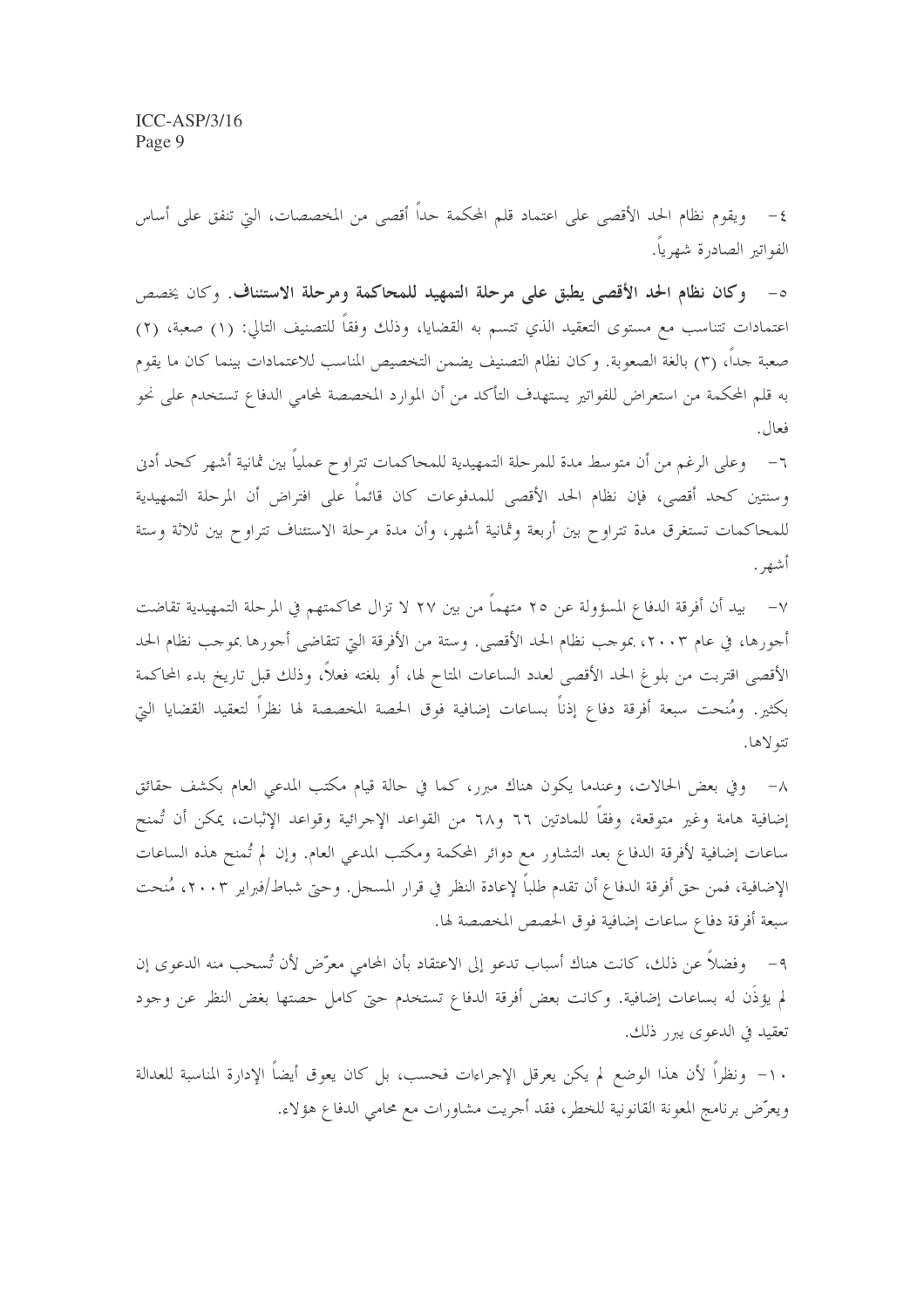٤- ويقوم نظام الحد الأقصى على اعتماد قلم المحكمة حداً أقصى من المخصصات، التي تنفق على أساس الفواتير الصادرة شهرياً.

٥- **وكان نظام الحد الأقصى يطبق على مرحلة التمهيد للمحاكمة ومرحلة الاستئناف.** وكان يخصص اعتمادات تتناسب مع مستوى التعقيد الذي تتسم به القضايا، وذلك وفقاً للتصنيف التالي: (١) صعبة، (٢) صعبة جداً، (٣) بالغة الصعوبة. وكان نظام التصنيف يضمن التخصيص المناسب للاعتمادات بينما كان ما يقوم به قلم المحكمة من استعراض للفواتير يستهدف التأكد من أن الموارد المخصصة لمحامي الدفاع تستخدم على نحو فعال.

٦- وعلى الرغم من أن متوسط مدة للمرحلة التمهيدية للمحاكمات تتراوح عملياً بين ثمانية أشهر كحد أدنى وسنتين كحد أقصى، فإن نظام الحد الأقصى للمدفوعات كان قائماً على افتراض أن المرحلة التمهيدية للمحاكمات تستغرق مدة تتراوح بين أربعة وثمانية أشهر، وأن مدة مرحلة الاستئناف تتراوح بين ثلاثة وستة أشهر.

٧- بيد أن أفرقة الدفاع المسؤولة عن ٢٥ متهماً من بين ٢٧ لا تزال محاكمتهم في المرحلة التمهيدية تقاضت أجورها، في عام ٢٠٠٣، بموجب نظام الحد الأقصى. وستة من الأفرقة التي تتقاضى أجورها بموجب نظام الحد الأقصى اقتربت من بلوغ الحد الأقصى لعدد الساعات المتاح لها، أو بلغته فعلاً، وذلك قبل تاريخ بدء المحاكمة بكثير. ومُنحت سبعة أفرقة دفاع إذناً بساعات إضافية فوق الحصة المخصصة لها نظراً لتعقيد القضايا التي تتولاها.

٨- وفي بعض الحالات، وعندما يكون هناك مبرر، كما في حالة قيام مكتب المدعي العام بكشف حقائق إضافية هامة وغير متوقعة، وفقاً للمادتين ٦٦ و٦٨ من القواعد الإجرائية وقواعد الإثبات، يمكن أن تُمنح ساعات إضافية لأفرقة الدفاع بعد التشاور مع دوائر المحكمة ومكتب المدعي العام. وإن لم تُمنح هذه الساعات الإضافية، فمن حق أفرقة الدفاع أن تقدم طلباً لإعادة النظر في قرار المسجل. وحتى شباط/فبراير ٢٠٠٣، مُنحت سبعة أفرقة دفاع ساعات إضافية فوق الحصص المخصصة لها.

٩- وفضلاً عن ذلك، كانت هناك أسباب تدعو إلى الاعتقاد بأن المحامي معرّض لأن تُسحب منه الدعوى إن لم يؤذَن له بساعات إضافية. وكانت بعض أفرقة الدفاع تستخدم حتى كامل حصتها بغض النظر عن وجود تعقيد في الدعوى يبرر ذلك.

١٠- ونظراً لأن هذا الوضع لم يكن يعرقل الإجراءات فحسب، بل كان يعوق أيضاً الإدارة المناسبة للعدالة ويعرّض برنامج المعونة القانونية للخطر، فقد أجريت مشاورات مع محامي الدفاع هؤلاء.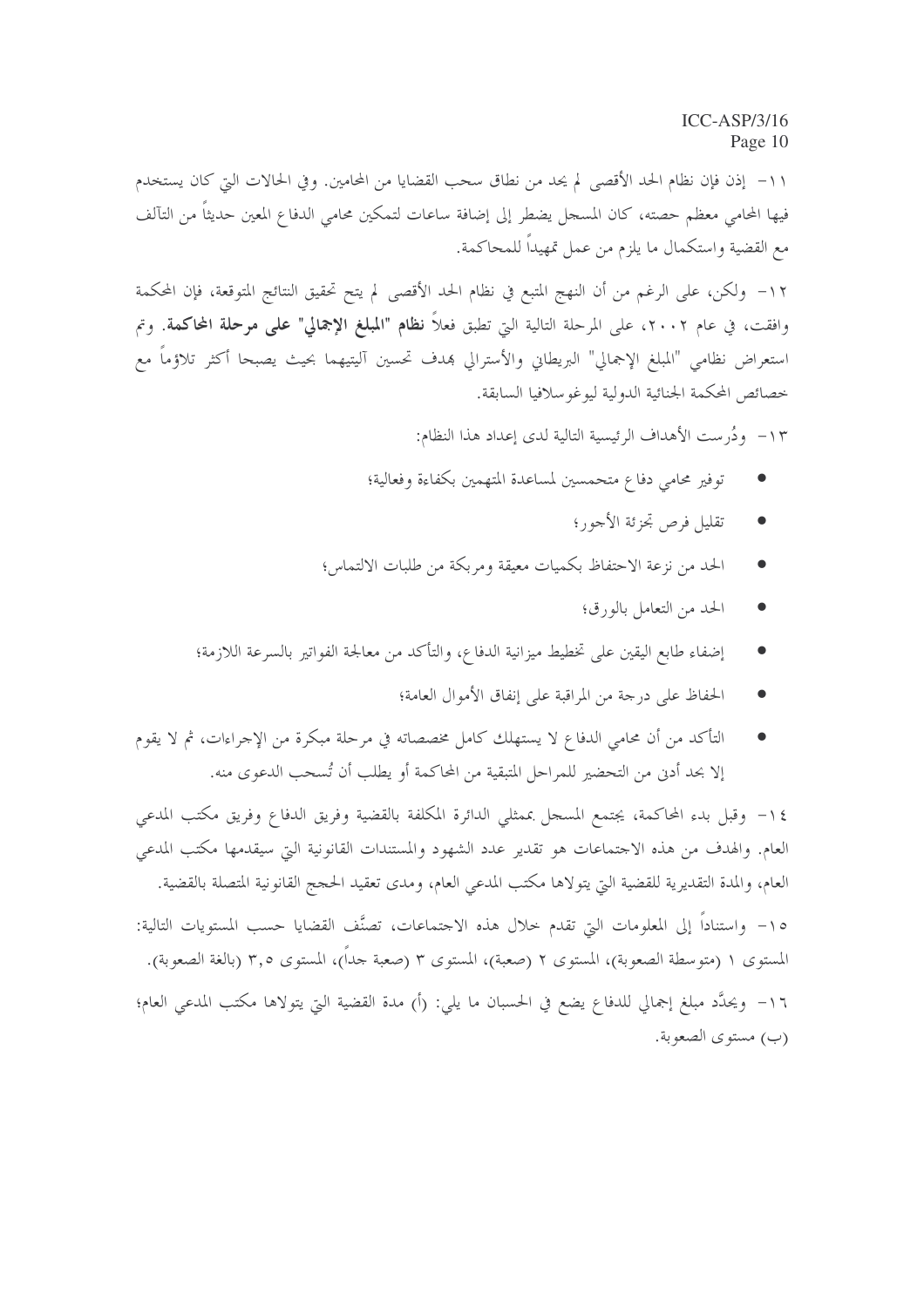١١- إذن فإن نظام الحد الأقصى لم يحد من نطاق سحب القضايا من المحامين. وفي الحالات التي كان يستخدم فيها المحامي معظم حصته، كان المسجل يضطر إلى إضافة ساعات لتمكين محامي الدفاع المعين حديثاً من التآلف مع القضية واستكمال ما يلزم من عمل تمهيداً للمحاكمة.

١٢- ولكن، على الرغم من أن النهج المتبع في نظام الحد الأقصى لم يتح تحقيق النتائج المتوقعة، فإن المحكمة وافقت، في عام ٢٠٠٢، على المرحلة التالية التي تطبق فعلاً **نظام "المبلغ الإجمالي" على مرحلة المحاكمة**. وتم استعراض نظامي "المبلغ الإجمالي" البريطاني والأسترالي بهدف تحسين آليتيهما بحيث يصبحا أكثر تلاؤماً مع خصائص المحكمة الجنائية الدولية ليوغوسلافيا السابقة.

١٣- ودُرست الأهداف الرئيسية التالية لدى إعداد هذا النظام:

- توفير محامي دفاع متحمسين لمساعدة المتهمين بكفاءة وفعالية؛
- تقليل فرص تجزئة الأجور؛
- الحد من نزعة الاحتفاظ بكميات معيقة ومربكة من طلبات الالتماس؛
- الحد من التعامل بالورق؛
- إضفاء طابع اليقين على تخطيط ميزانية الدفاع، والتأكد من معالجة الفواتير بالسرعة اللازمة؛
- الحفاظ على درجة من المراقبة على إنفاق الأموال العامة؛
- التأكد من أن محامي الدفاع لا يستهلك كامل مخصصاته في مرحلة مبكرة من الإجراءات، ثم لا يقوم إلا بحد أدنى من التحضير للمراحل المتبقية من المحاكمة أو يطلب أن تُسحب الدعوى منه.

١٤- وقبل بدء المحاكمة، يجتمع المسجل بممثلي الدائرة المكلفة بالقضية وفريق الدفاع وفريق مكتب المدعي العام. والهدف من هذه الاجتماعات هو تقدير عدد الشهود والمستندات القانونية التي سيقدمها مكتب المدعي العام، والمدة التقديرية للقضية التي يتولاها مكتب المدعي العام، ومدى تعقيد الحجج القانونية المتصلة بالقضية.

١٥- واستناداً إلى المعلومات التي تقدم خلال هذه الاجتماعات، تصنَّف القضايا حسب المستويات التالية: المستوى ١ (متوسطة الصعوبة)، المستوى ٢ (صعبة)، المستوى ٣ (صعبة جداً)، المستوى ٣,٥ (بالغة الصعوبة).

١٦- ويحدَّد مبلغ إجمالي للدفاع يضع في الحسبان ما يلي: (أ) مدة القضية التي يتولاها مكتب المدعي العام؛ (ب) مستوى الصعوبة.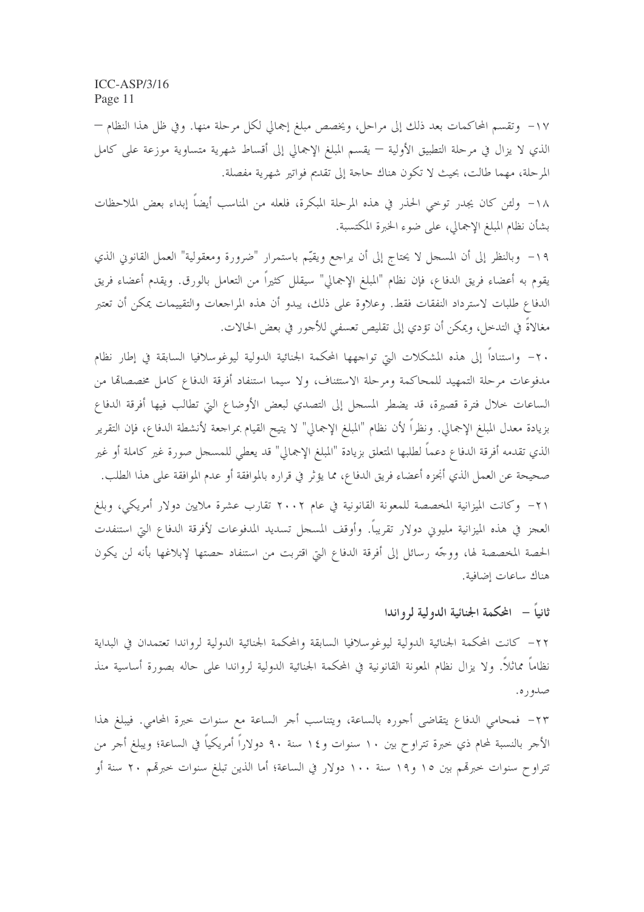١٧- وتقسم المحاكمات بعد ذلك إلى مراحل، ويخصص مبلغ إجمالي لكل مرحلة منها. وفي ظل هذا النظام — الذي لا يزال في مرحلة التطبيق الأولية — يقسم المبلغ الإجمالي إلى أقساط شهرية متساوية موزعة على كامل المرحلة، مهما طالت، بحيث لا تكون هناك حاجة إلى تقديم فواتير شهرية مفصلة.

١٨- ولئن كان يجدر توخي الحذر في هذه المرحلة المبكرة، فلعله من المناسب أيضاً إبداء بعض الملاحظات بشأن نظام المبلغ الإجمالي، على ضوء الخبرة المكتسبة.

١٩- وبالنظر إلى أن المسجل لا يحتاج إلى أن يراجع ويقيّم باستمرار "ضرورة ومعقولية" العمل القانوني الذي يقوم به أعضاء فريق الدفاع، فإن نظام "المبلغ الإجمالي" سيقلل كثيراً من التعامل بالورق. ويقدم أعضاء فريق الدفاع طلبات لاسترداد النفقات فقط. وعلاوة على ذلك، يبدو أن هذه المراجعات والتقييمات يمكن أن تعتبر مغالاةً في التدخل، ويمكن أن تؤدي إلى تقليص تعسفي للأجور في بعض الحالات.

٢٠- واستناداً إلى هذه المشكلات التي تواجهها المحكمة الجنائية الدولية ليوغوسلافيا السابقة في إطار نظام مدفوعات مرحلة التمهيد للمحاكمة ومرحلة الاستئناف، ولا سيما استنفاد أفرقة الدفاع كامل مخصصاتها من الساعات خلال فترة قصيرة، قد يضطر المسجل إلى التصدي لبعض الأوضاع التي تطالب فيها أفرقة الدفاع بزيادة معدل المبلغ الإجمالي. ونظراً لأن نظام "المبلغ الإجمالي" لا يتيح القيام بمراجعة لأنشطة الدفاع، فإن التقرير الذي تقدمه أفرقة الدفاع دعماً لطلبها المتعلق بزيادة "المبلغ الإجمالي" قد يعطي للمسجل صورة غير كاملة أو غير صحيحة عن العمل الذي أنجزه أعضاء فريق الدفاع، مما يؤثر في قراره بالموافقة أو عدم الموافقة على هذا الطلب.

٢١- وكانت الميزانية المخصصة للمعونة القانونية في عام ٢٠٠٢ تقارب عشرة ملايين دولار أمريكي، وبلغ العجز في هذه الميزانية مليوني دولار تقريباً. وأوقف المسجل تسديد المدفوعات لأفرقة الدفاع التي استنفدت الحصة المخصصة لها، ووجّه رسائل إلى أفرقة الدفاع التي اقتربت من استنفاد حصتها لإبلاغها بأنه لن يكون هناك ساعات إضافية.

## ثانياً – المحكمة الجنائية الدولية لرواندا

٢٢- كانت المحكمة الجنائية الدولية ليوغوسلافيا السابقة والمحكمة الجنائية الدولية لرواندا تعتمدان في البداية نظاماً مماثلاً. ولا يزال نظام المعونة القانونية في المحكمة الجنائية الدولية لرواندا على حاله بصورة أساسية منذ صدوره.

٢٣- فمحامي الدفاع يتقاضى أجوره بالساعة، ويتناسب أجر الساعة مع سنوات خبرة المحامي. فيبلغ هذا الأجر بالنسبة لمحام ذي خبرة تتراوح بين ١٠ سنوات و١٤ سنة ٩٠ دولاراً أمريكياً في الساعة؛ ويبلغ أجر من تتراوح سنوات خبرتهم بين ١٥ و١٩ سنة ١٠٠ دولار في الساعة؛ أما الذين تبلغ سنوات خبرتهم ٢٠ سنة أو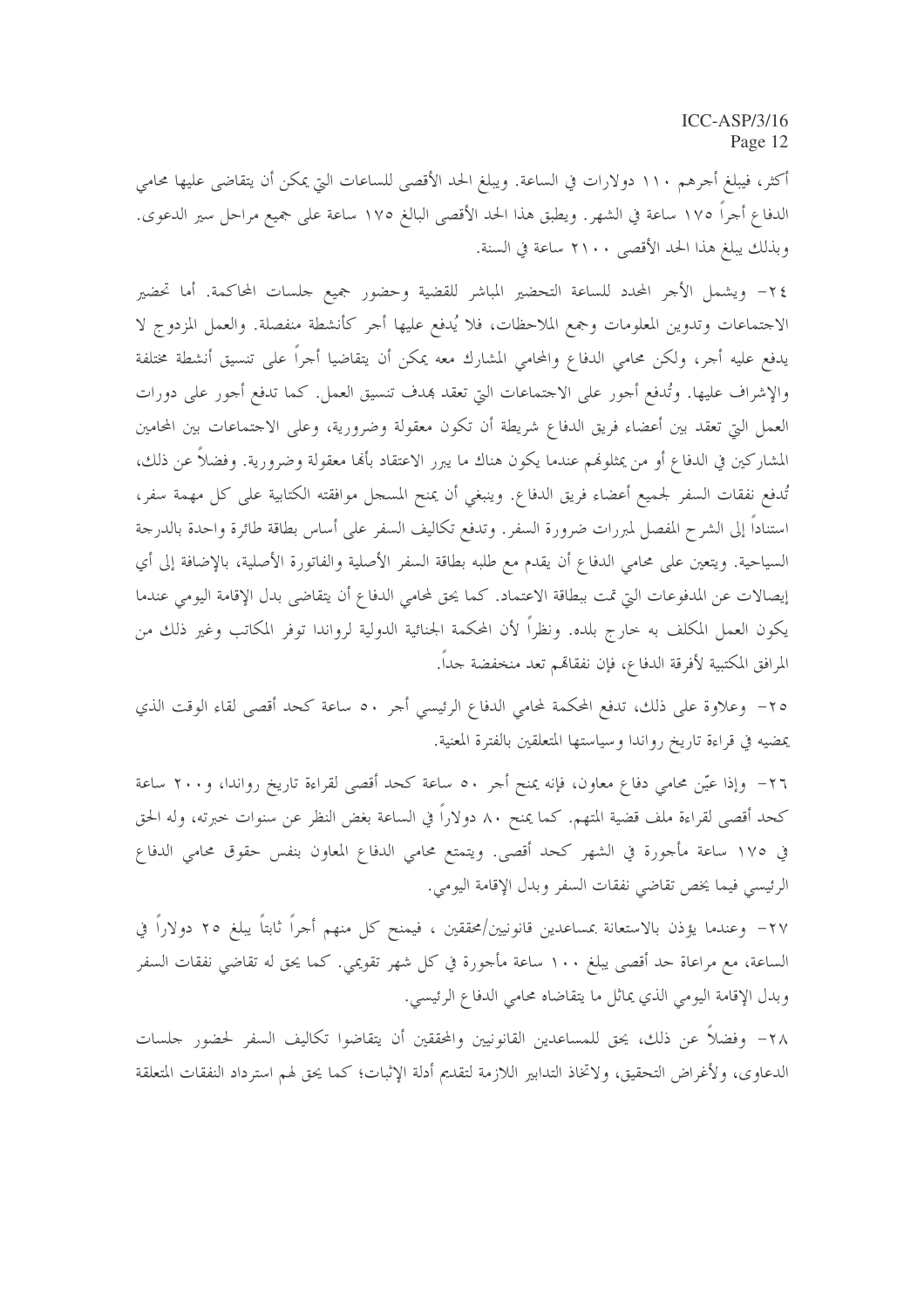أكثر، فيبلغ أجرهم ١١٠ دولارات في الساعة. ويبلغ الحد الأقصى للساعات التي يمكن أن يتقاضى عليها محامي الدفاع أجراً ١٧٥ ساعة في الشهر. ويطبق هذا الحد الأقصى البالغ ١٧٥ ساعة على جميع مراحل سير الدعوى. وبذلك يبلغ هذا الحد الأقصى ٢١٠٠ ساعة في السنة.

٢٤- ويشمل الأجر المحدد للساعة التحضير المباشر للقضية وحضور جميع جلسات المحاكمة. أما تحضير الاجتماعات وتدوين المعلومات وجمع الملاحظات، فلا يُدفع عليها أجر كأنشطة منفصلة. والعمل المزدوج لا يدفع عليه أجر، ولكن محامي الدفاع والمحامي المشارك معه يمكن أن يتقاضيا أجراً على تنسيق أنشطة مختلفة والإشراف عليها. وتُدفع أجور على الاجتماعات التي تعقد بهدف تنسيق العمل. كما تدفع أجور على دورات العمل التي تعقد بين أعضاء فريق الدفاع شريطة أن تكون معقولة وضرورية، وعلى الاجتماعات بين المحامين المشاركين في الدفاع أو من يمثلونهم عندما يكون هناك ما يبرر الاعتقاد بأنها معقولة وضرورية. وفضلاً عن ذلك، تُدفع نفقات السفر لجميع أعضاء فريق الدفاع. وينبغي أن يمنح المسجل موافقته الكتابية على كل مهمة سفر، استناداً إلى الشرح المفصل لمبررات ضرورة السفر. وتدفع تكاليف السفر على أساس بطاقة طائرة واحدة بالدرجة السياحية. ويتعين على محامي الدفاع أن يقدم مع طلبه بطاقة السفر الأصلية والفاتورة الأصلية، بالإضافة إلى أي إيصالات عن المدفوعات التي تمت ببطاقة الاعتماد. كما يحق لمحامي الدفاع أن يتقاضى بدل الإقامة اليومي عندما يكون العمل المكلف به خارج بلده. ونظراً لأن المحكمة الجنائية الدولية لرواندا توفر المكاتب وغير ذلك من المرافق المكتبية لأفرقة الدفاع، فإن نفقاتهم تعد منخفضة جداً.

٢٥- وعلاوة على ذلك، تدفع المحكمة لمحامي الدفاع الرئيسي أجر ٥٠ ساعة كحد أقصى لقاء الوقت الذي يمضيه في قراءة تاريخ رواندا وسياستها المتعلقين بالفترة المعنية.

٢٦- وإذا عيّن محامي دفاع معاون، فإنه يمنح أجر ٥٠ ساعة كحد أقصى لقراءة تاريخ رواندا، و٢٠٠ ساعة كحد أقصى لقراءة ملف قضية المتهم. كما يمنح ٨٠ دولاراً في الساعة بغض النظر عن سنوات خبرته، وله الحق في ١٧٥ ساعة مأجورة في الشهر كحد أقصى. ويتمتع محامي الدفاع المعاون بنفس حقوق محامي الدفاع الرئيسي فيما يخص تقاضي نفقات السفر وبدل الإقامة اليومي.

٢٧- وعندما يؤذن بالاستعانة بمساعدين قانونيين/محققين ، فيمنح كل منهم أجراً ثابتاً يبلغ ٢٥ دولاراً في الساعة، مع مراعاة حد أقصى يبلغ ١٠٠ ساعة مأجورة في كل شهر تقويمي. كما يحق له تقاضي نفقات السفر وبدل الإقامة اليومي الذي يماثل ما يتقاضاه محامي الدفاع الرئيسي.

٢٨- وفضلاً عن ذلك، يحق للمساعدين القانونيين والمحققين أن يتقاضوا تكاليف السفر لحضور جلسات الدعاوى، ولأغراض التحقيق، ولاتخاذ التدابير اللازمة لتقديم أدلة الإثبات؛ كما يحق لهم استرداد النفقات المتعلقة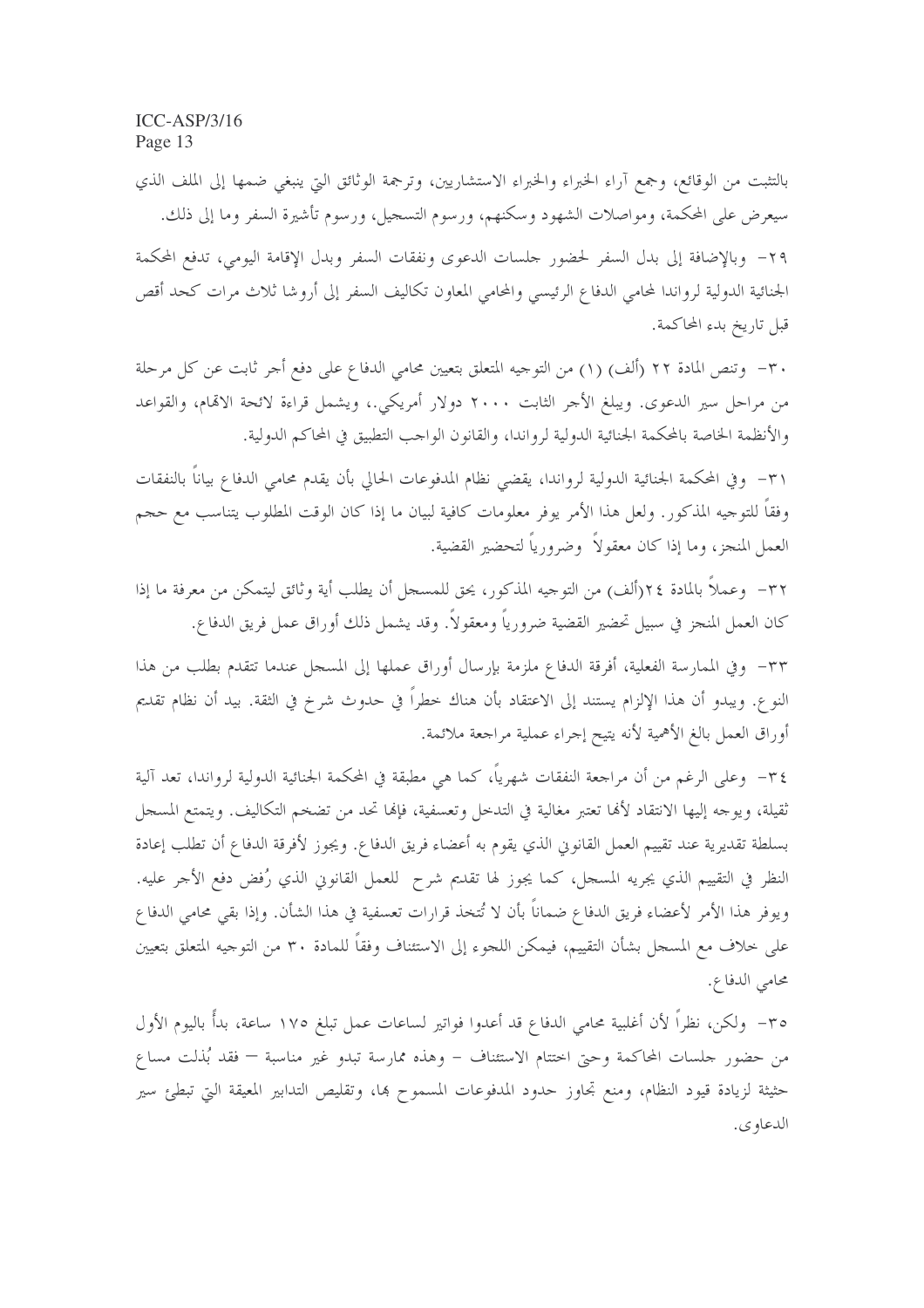بالتثبت من الوقائع، وجمع آراء الخبراء والخبراء الاستشاريين، وترجمة الوثائق التي ينبغي ضمها إلى الملف الذي سيعرض على المحكمة، ومواصلات الشهود وسكنهم، ورسوم التسجيل، ورسوم تأشيرة السفر وما إلى ذلك.

٢٩- وبالإضافة إلى بدل السفر لحضور جلسات الدعوى ونفقات السفر وبدل الإقامة اليومي، تدفع المحكمة الجنائية الدولية لرواندا لمحامي الدفاع الرئيسي والمحامي المعاون تكاليف السفر إلى أروشا ثلاث مرات كحد أقصى قبل تاريخ بدء المحاكمة.

٣٠- وتنص المادة ٢٢ (ألف) (١) من التوجيه المتعلق بتعيين محامي الدفاع على دفع أجر ثابت عن كل مرحلة من مراحل سير الدعوى. ويبلغ الأجر الثابت ٢٠٠٠ دولار أمريكي.، ويشمل قراءة لائحة الاتهام، والقواعد والأنظمة الخاصة بالمحكمة الجنائية الدولية لرواندا، والقانون الواجب التطبيق في المحاكم الدولية.

٣١- وفي المحكمة الجنائية الدولية لرواندا، يقضي نظام المدفوعات الحالي بأن يقدم محامي الدفاع بياناً بالنفقات وفقاً للتوجيه المذكور. ولعل هذا الأمر يوفر معلومات كافية لبيان ما إذا كان الوقت المطلوب يتناسب مع حجم العمل المنجز، وما إذا كان معقولاً وضرورياً لتحضير القضية.

٣٢- وعملاً بالمادة ٢٤(ألف) من التوجيه المذكور، يحق للمسجل أن يطلب أية وثائق ليتمكن من معرفة ما إذا كان العمل المنجز في سبيل تحضير القضية ضرورياً ومعقولاً. وقد يشمل ذلك أوراق عمل فريق الدفاع.

٣٣- وفي الممارسة الفعلية، أفرقة الدفاع ملزمة بإرسال أوراق عملها إلى المسجل عندما تتقدم بطلب من هذا النوع. ويبدو أن هذا الإلزام يستند إلى الاعتقاد بأن هناك خطراً في حدوث شرخ في الثقة. بيد أن نظام تقديم أوراق العمل بالغ الأهمية لأنه يتيح إجراء عملية مراجعة ملائمة.

٣٤- وعلى الرغم من أن مراجعة النفقات شهرياً، كما هي مطبقة في المحكمة الجنائية الدولية لرواندا، تعد آلية ثقيلة، ويوجه إليها الانتقاد لأنها تعتبر مغالية في التدخل وتعسفية، فإنها تحد من تضخم التكاليف. ويتمتع المسجل بسلطة تقديرية عند تقييم العمل القانوني الذي يقوم به أعضاء فريق الدفاع. ويجوز لأفرقة الدفاع أن تطلب إعادة النظر في التقييم الذي يجريه المسجل، كما يجوز لها تقديم شرح للعمل القانوني الذي رُفض دفع الأجر عليه. ويوفر هذا الأمر لأعضاء فريق الدفاع ضماناً بأن لا تُتخذ قرارات تعسفية في هذا الشأن. وإذا بقي محامي الدفاع على خلاف مع المسجل بشأن التقييم، فيمكن اللجوء إلى الاستئناف وفقاً للمادة ٣٠ من التوجيه المتعلق بتعيين محامي الدفاع.

٣٥- ولكن، نظراً لأن أغلبية محامي الدفاع قد أعدوا فواتير لساعات عمل تبلغ ١٧٥ ساعة، بدءاً باليوم الأول من حضور جلسات المحاكمة وحتى اختتام الاستئناف – وهذه ممارسة تبدو غير مناسبة – فقد بُذلت مساع حثيثة لزيادة قيود النظام، ومنع تجاوز حدود المدفوعات المسموح بها، وتقليص التدابير المعيقة التي تبطئ سير الدعاوى.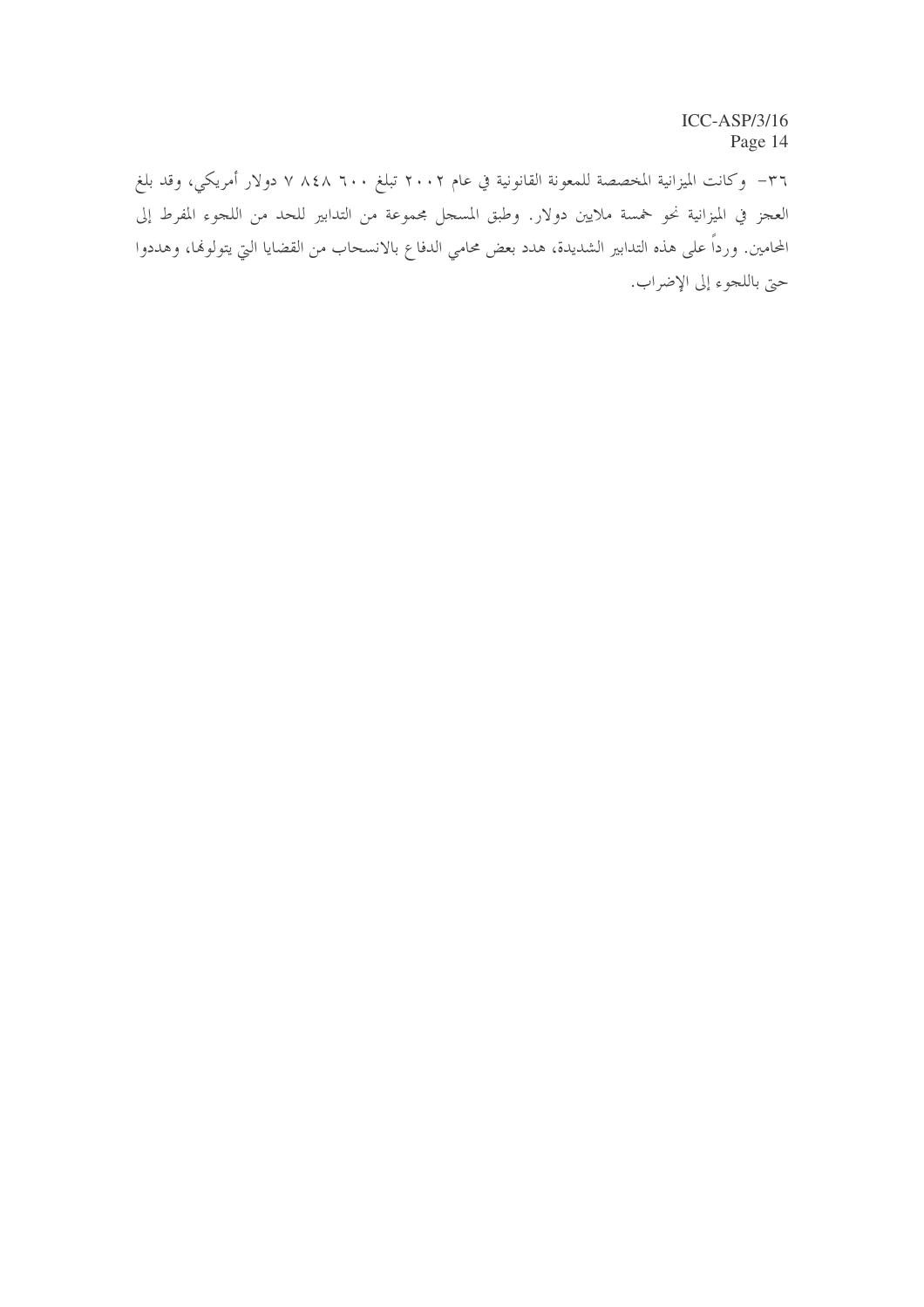٣٦- وكانت الميزانية المخصصة للمعونة القانونية في عام ٢٠٠٢ تبلغ ٦٠٠ ٨٤٨ ٧ دولار أمريكي، وقد بلغ العجز في الميزانية نحو خمسة ملايين دولار. وطبق المسجل مجموعة من التدابير للحد من اللجوء المفرط إلى المحامين. ورداً على هذه التدابير الشديدة، هدد بعض محامي الدفاع بالانسحاب من القضايا التي يتولونها، وهددوا حتى باللجوء إلى الإضراب.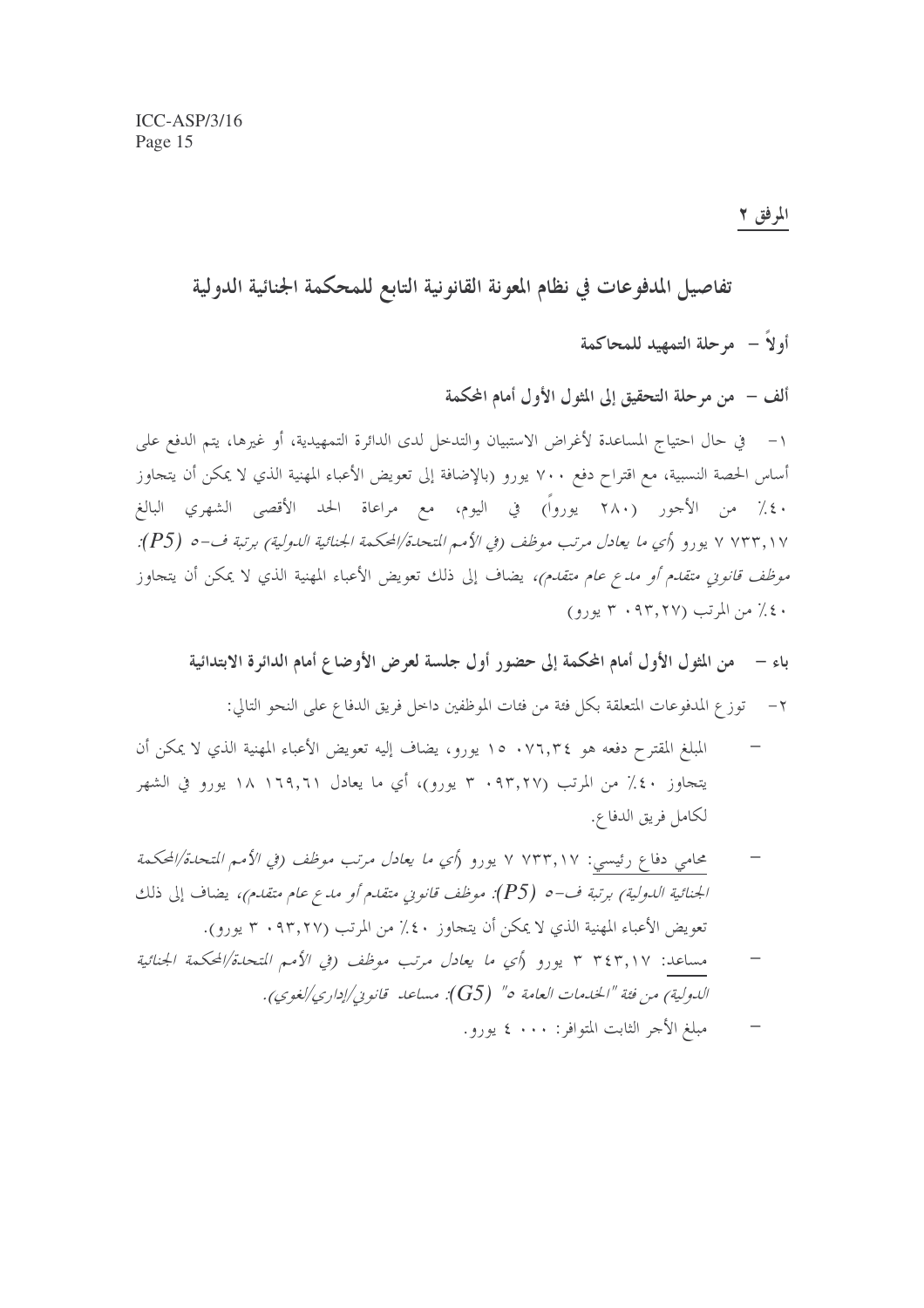المرفق ٢

# تفاصيل المدفوعات في نظام المعونة القانونية التابع للمحكمة الجنائية الدولية

## أولاً – مرحلة التمهيد للمحاكمة

### ألف – من مرحلة التحقيق إلى المثول الأول أمام المحكمة

١- في حال احتياج المساعدة لأغراض الاستبيان والتدخل لدى الدائرة التمهيدية، أو غيرها، يتم الدفع على أساس الحصة النسبية، مع اقتراح دفع ٧٠٠ يورو (بالإضافة إلى تعويض الأعباء المهنية الذي لا يمكن أن يتجاوز ٤٠٪ من الأجور (٢٨٠ يوروا) في اليوم، مع مراعاة الحد الأقصى الشهري البالغ ٧ ٧٣٣,١٧ يورو *(أي ما يعادل مرتب موظف (في الأمم المتحدة/المحكمة الجنائية الدولية) برتبة ف-٥ (P5): موظف قانوني متقدم أو مدع عام متقدم)*، يضاف إلى ذلك تعويض الأعباء المهنية الذي لا يمكن أن يتجاوز ٤٠٪ من المرتب (٣ ٠٩٣,٢٧ يورو)

### باء – من المثول الأول أمام المحكمة إلى حضور أول جلسة لعرض الأوضاع أمام الدائرة الابتدائية

٢- توزع المدفوعات المتعلقة بكل فئة من فئات الموظفين داخل فريق الدفاع على النحو التالي:

- المبلغ المقترح دفعه هو ١٥ ٠٧٦,٣٤ يورو، يضاف إليه تعويض الأعباء المهنية الذي لا يمكن أن يتجاوز ٤٠٪ من المرتب (٣ ٠٩٣,٢٧ يورو)، أي ما يعادل ١٨ ١٦٩,٦١ يورو في الشهر لكامل فريق الدفاع.
- محامي دفاع رئيسي: ٧ ٧٣٣,١٧ يورو *(أي ما يعادل مرتب موظف (في الأمم المتحدة/المحكمة الجنائية الدولية) برتبة ف-٥ (P5): موظف قانوني متقدم أو مدع عام متقدم)*، يضاف إلى ذلك تعويض الأعباء المهنية الذي لا يمكن أن يتجاوز ٤٠٪ من المرتب (٣ ٠٩٣,٢٧ يورو).
- مساعد: ٣ ٣٤٣,١٧ يورو *(أي ما يعادل مرتب موظف (في الأمم المتحدة/المحكمة الجنائية الدولية) من فئة "الخدمات العامة ٥" (G5): مساعد قانوني/إداري/لغوي)*.
- مبلغ الأجر الثابت المتوافر: ٤ ٠٠٠ يورو.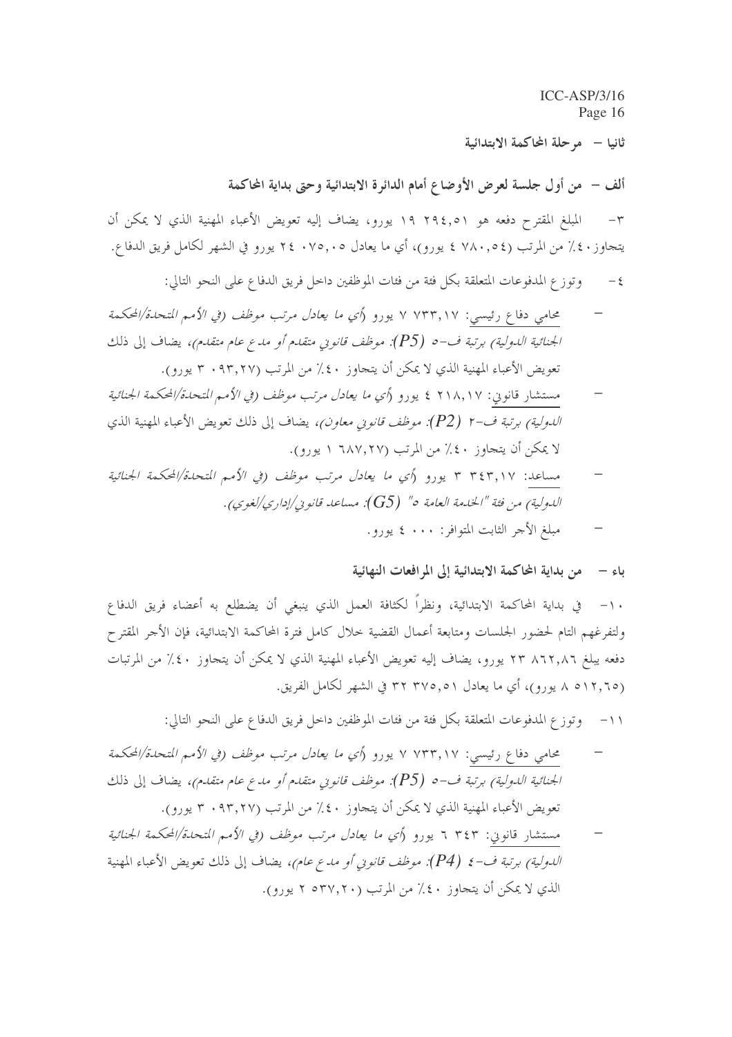## ثانيا – مرحلة المحاكمة الابتدائية

### ألف – من أول جلسة لعرض الأوضاع أمام الدائرة الابتدائية وحتى بداية المحاكمة

٣- المبلغ المقترح دفعه هو ١٩ ٢٩٤,٥١ يورو، يضاف إليه تعويض الأعباء المهنية الذي لا يمكن أن يتجاوز ٤٠٪ من المرتب (٤ ٧٨٠,٥٤ يورو)، أي ما يعادل ٢٤ ٠٧٥,٠٥ يورو في الشهر لكامل فريق الدفاع.

٤- وتوزع المدفوعات المتعلقة بكل فئة من فئات الموظفين داخل فريق الدفاع على النحو التالي:

- محامي دفاع رئيسي: ٧ ٧٣٣,١٧ يورو *(أي ما يعادل مرتب موظف (في الأمم المتحدة/المحكمة الجنائية الدولية) برتبة ف-٥ (P5): موظف قانوني متقدم أو مدع عام متقدم)*، يضاف إلى ذلك تعويض الأعباء المهنية الذي لا يمكن أن يتجاوز ٤٠٪ من المرتب (٣ ٠٩٣,٢٧ يورو).
- مستشار قانوني: ٤ ٢١٨,١٧ يورو *(أي ما يعادل مرتب موظف (في الأمم المتحدة/المحكمة الجنائية الدولية) برتبة ف-٢ (P2): موظف قانوني معاون)*، يضاف إلى ذلك تعويض الأعباء المهنية الذي لا يمكن أن يتجاوز ٤٠٪ من المرتب (١ ٦٨٧,٢٧ يورو).
- مساعد: ٣ ٣٤٣,١٧ يورو *(أي ما يعادل مرتب موظف (في الأمم المتحدة/المحكمة الجنائية الدولية) من فئة "الخدمة العامة ٥" (G5): مساعد قانوني/إداري/لغوي)*.
- مبلغ الأجر الثابت المتوافر: ٤ ٠٠٠ يورو.

### باء – من بداية المحاكمة الابتدائية إلى المرافعات النهائية

١٠- في بداية المحاكمة الابتدائية، ونظراً لكثافة العمل الذي ينبغي أن يضطلع به أعضاء فريق الدفاع ولتفرغهم التام لحضور الجلسات ومتابعة أعمال القضية خلال كامل فترة المحاكمة الابتدائية، فإن الأجر المقترح دفعه يبلغ ٢٣ ٨٦٢,٨٦ يورو، يضاف إليه تعويض الأعباء المهنية الذي لا يمكن أن يتجاوز ٤٠٪ من المرتبات (٨ ٥١٢,٦٥ يورو)، أي ما يعادل ٣٢ ٣٧٥,٥١ في الشهر لكامل الفريق.

١١- وتوزع المدفوعات المتعلقة بكل فئة من فئات الموظفين داخل فريق الدفاع على النحو التالي:

- محامي دفاع رئيسي: ٧ ٧٣٣,١٧ يورو *(أي ما يعادل مرتب موظف (في الأمم المتحدة/المحكمة الجنائية الدولية) برتبة ف-٥ (P5): موظف قانوني متقدم أو مدع عام متقدم)*، يضاف إلى ذلك تعويض الأعباء المهنية الذي لا يمكن أن يتجاوز ٤٠٪ من المرتب (٣ ٠٩٣,٢٧ يورو).
- مستشار قانوني: ٦ ٣٤٣ يورو *(أي ما يعادل مرتب موظف (في الأمم المتحدة/المحكمة الجنائية الدولية) برتبة ف-٤ (P4): موظف قانوني أو مدع عام)*، يضاف إلى ذلك تعويض الأعباء المهنية الذي لا يمكن أن يتجاوز ٤٠٪ من المرتب (٢ ٥٣٧,٢٠ يورو).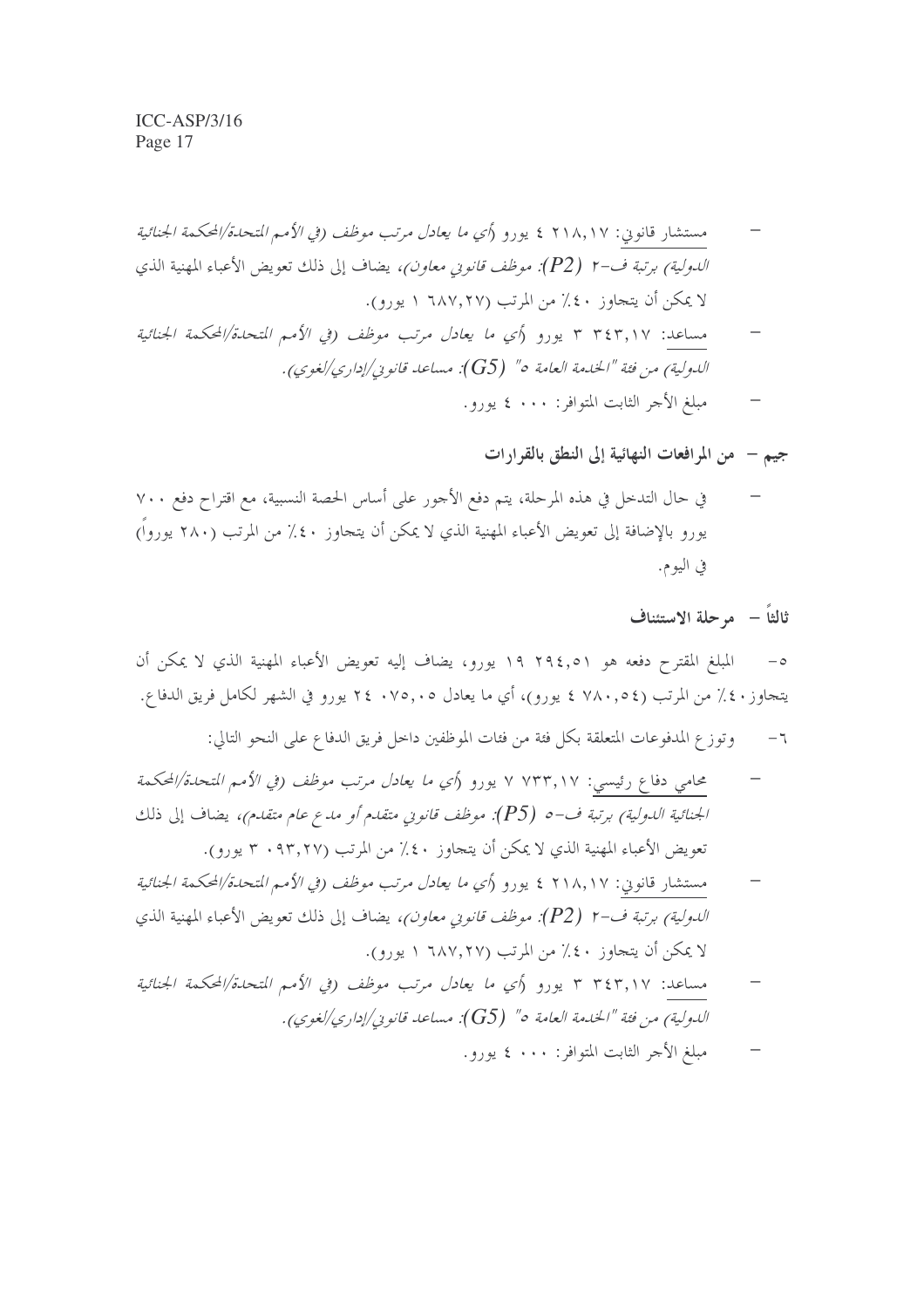- مستشار قانوني: ٤ ٢١٨,١٧ يورو *(أي ما يعادل مرتب موظف (في الأمم المتحدة/المحكمة الجنائية الدولية) برتبة ف-٢ (P2): موظف قانوني معاون)*، يضاف إلى ذلك تعويض الأعباء المهنية الذي لا يمكن أن يتجاوز ٤٠٪ من المرتب (١ ٦٨٧,٢٧ يورو).
- مساعد: ٣ ٣٤٣,١٧ يورو *(أي ما يعادل مرتب موظف (في الأمم المتحدة/المحكمة الجنائية الدولية) من فئة "الخدمة العامة ٥" (G5): مساعد قانوني/إداري/لغوي)*.
- مبلغ الأجر الثابت المتوافر: ٤ ٠٠٠ يورو.

**جيم – من المرافعات النهائية إلى النطق بالقرارات**

- في حال التدخل في هذه المرحلة، يتم دفع الأجور على أساس الحصة النسبية، مع اقتراح دفع ٧٠٠ يورو بالإضافة إلى تعويض الأعباء المهنية الذي لا يمكن أن يتجاوز ٤٠٪ من المرتب (٢٨٠ يوروا) في اليوم.

**ثالثاً – مرحلة الاستئناف**

٥- المبلغ المقترح دفعه هو ١٩ ٢٩٤,٥١ يورو، يضاف إليه تعويض الأعباء المهنية الذي لا يمكن أن يتجاوز ٤٠٪ من المرتب (٤ ٧٨٠,٥٤ يورو)، أي ما يعادل ٢٤ ٠٧٥,٠٥ يورو في الشهر لكامل فريق الدفاع.

٦- وتوزع المدفوعات المتعلقة بكل فئة من فئات الموظفين داخل فريق الدفاع على النحو التالي:

- محامي دفاع رئيسي: ٧ ٧٣٣,١٧ يورو *(أي ما يعادل مرتب موظف (في الأمم المتحدة/المحكمة الجنائية الدولية) برتبة ف-٥ (P5): موظف قانوني متقدم أو مدع عام متقدم)*، يضاف إلى ذلك تعويض الأعباء المهنية الذي لا يمكن أن يتجاوز ٤٠٪ من المرتب (٣ ٠٩٣,٢٧ يورو).
- مستشار قانوني: ٤ ٢١٨,١٧ يورو *(أي ما يعادل مرتب موظف (في الأمم المتحدة/المحكمة الجنائية الدولية) برتبة ف-٢ (P2): موظف قانوني معاون)*، يضاف إلى ذلك تعويض الأعباء المهنية الذي لا يمكن أن يتجاوز ٤٠٪ من المرتب (١ ٦٨٧,٢٧ يورو).
- مساعد: ٣ ٣٤٣,١٧ يورو *(أي ما يعادل مرتب موظف (في الأمم المتحدة/المحكمة الجنائية الدولية) من فئة "الخدمة العامة ٥" (G5): مساعد قانوني/إداري/لغوي)*.
- مبلغ الأجر الثابت المتوافر: ٤ ٠٠٠ يورو.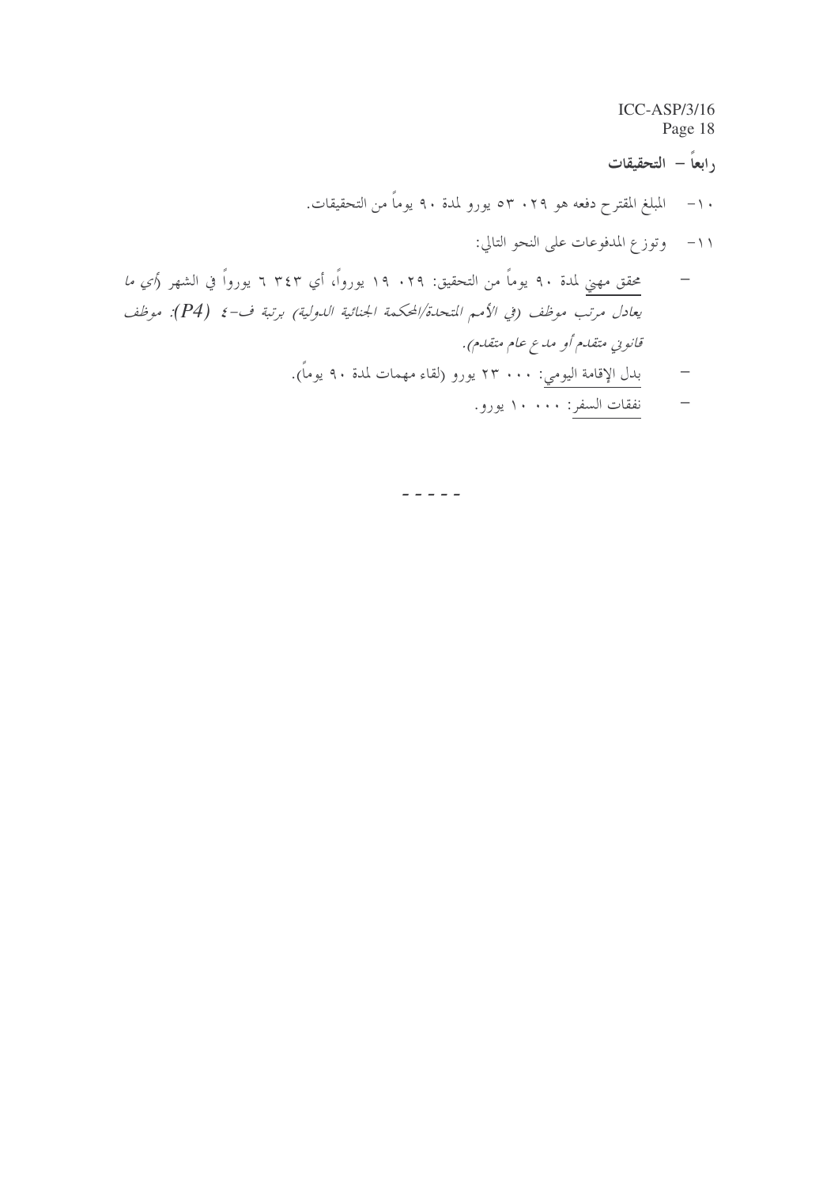## رابعاً – التحقيقات

١٠- المبلغ المقترح دفعه هو ٠٢٩ ٥٣ يورو لمدة ٩٠ يوماً من التحقيقات.

١١- وتوزع المدفوعات على النحو التالي:

- محقق مهني لمدة ٩٠ يوماً من التحقيق: ٠٢٩ ١٩ يوروا، أي ٣٤٣ ٦ يوروا في الشهر *(أي ما يعادل مرتب موظف (في الأمم المتحدة/المحكمة الجنائية الدولية) برتبة ف-٤ (P4): موظف قانوني متقدم أو مدع عام متقدم).*
- بدل الإقامة اليومي: ٠٠٠ ٢٣ يورو (لقاء مهمات لمدة ٩٠ يوماً).
- نفقات السفر: ٠٠٠ ١٠ يورو.

- - - - -